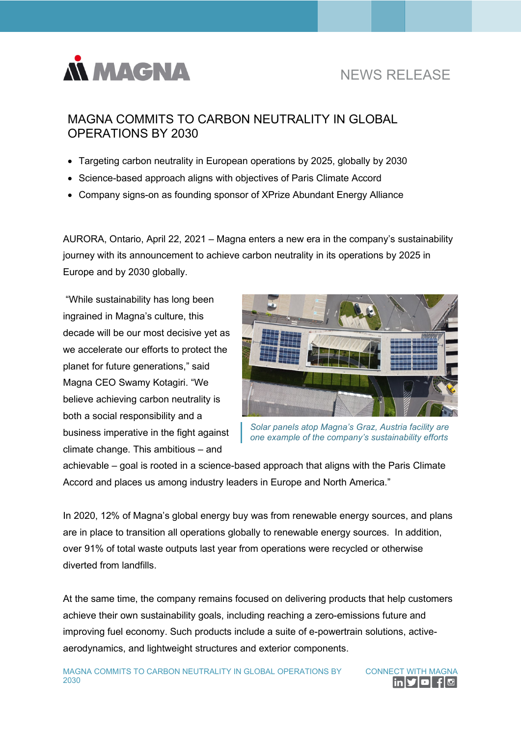NEWS RELEASE

# MAGNA COMMITS TO CARBON NEUTRALITY IN GLOBAL OPERATIONS BY 2030

- Targeting carbon neutrality in European operations by 2025, globally by 2030
- Science-based approach aligns with objectives of Paris Climate Accord
- Company signs-on as founding sponsor of XPrize Abundant Energy Alliance

AURORA, Ontario, April 22, 2021 – Magna enters a new era in the company's sustainability journey with its announcement to achieve carbon neutrality in its operations by 2025 in Europe and by 2030 globally.

"While sustainability has long been ingrained in Magna's culture, this decade will be our most decisive yet as we accelerate our efforts to protect the planet for future generations," said Magna CEO Swamy Kotagiri. "We believe achieving carbon neutrality is both a social responsibility and a business imperative in the fight against climate change. This ambitious – and achievable – goal is rooted in a science-based approach that aligns with the Paris Climate Accord and places us among industry leaders in Europe and North America."

*Solar panels atop Magna's Graz, Austria facility are one example of the company's sustainability efforts*

In 2020, 12% of Magna's global energy buy was from renewable energy sources, and plans are in place to transition all operations globally to renewable energy sources. In addition, over 91% of total waste outputs last year from operations were recycled or otherwise diverted from landfills.

At the same time, the company remains focused on delivering products that help customers achieve their own sustainability goals, including reaching a zero-emissions future and improving fuel economy. Such products include a suite of e-powertrain solutions, active-aerodynamics, and lightweight structures and exterior components.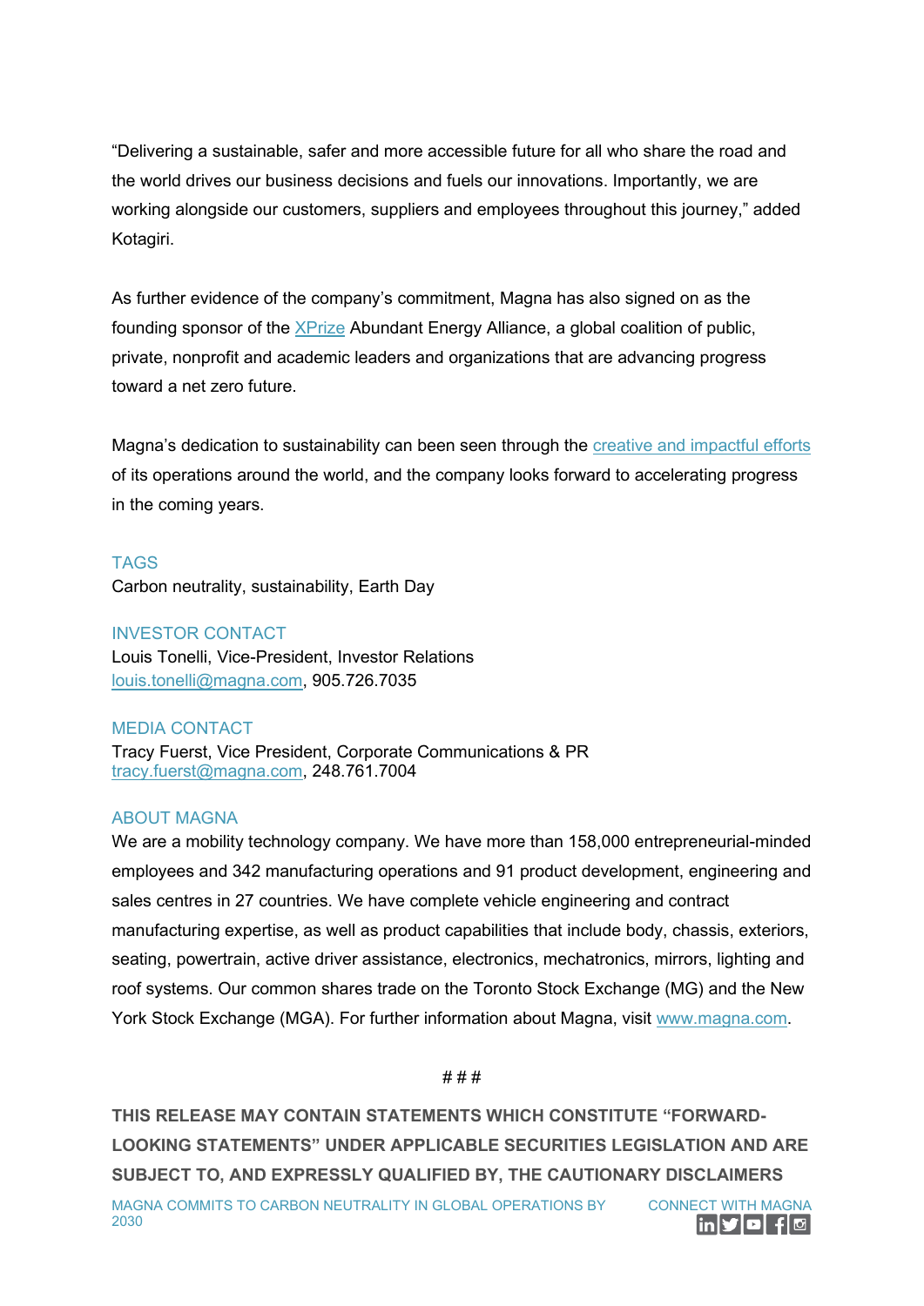"Delivering a sustainable, safer and more accessible future for all who share the road and the world drives our business decisions and fuels our innovations. Importantly, we are working alongside our customers, suppliers and employees throughout this journey," added Kotagiri.

As further evidence of the company's commitment, Magna has also signed on as the founding sponsor of the XPrize Abundant Energy Alliance, a global coalition of public, private, nonprofit and academic leaders and organizations that are advancing progress toward a net zero future.

Magna's dedication to sustainability can been seen through the creative and impactful efforts of its operations around the world, and the company looks forward to accelerating progress in the coming years.

### TAGS

Carbon neutrality, sustainability, Earth Day

### INVESTOR CONTACT

Louis Tonelli, Vice-President, Investor Relations
louis.tonelli@magna.com, 905.726.7035

### MEDIA CONTACT

Tracy Fuerst, Vice President, Corporate Communications & PR
tracy.fuerst@magna.com, 248.761.7004

### ABOUT MAGNA

We are a mobility technology company. We have more than 158,000 entrepreneurial-minded employees and 342 manufacturing operations and 91 product development, engineering and sales centres in 27 countries. We have complete vehicle engineering and contract manufacturing expertise, as well as product capabilities that include body, chassis, exteriors, seating, powertrain, active driver assistance, electronics, mechatronics, mirrors, lighting and roof systems. Our common shares trade on the Toronto Stock Exchange (MG) and the New York Stock Exchange (MGA). For further information about Magna, visit www.magna.com.

# # #

**THIS RELEASE MAY CONTAIN STATEMENTS WHICH CONSTITUTE "FORWARD-LOOKING STATEMENTS" UNDER APPLICABLE SECURITIES LEGISLATION AND ARE SUBJECT TO, AND EXPRESSLY QUALIFIED BY, THE CAUTIONARY DISCLAIMERS**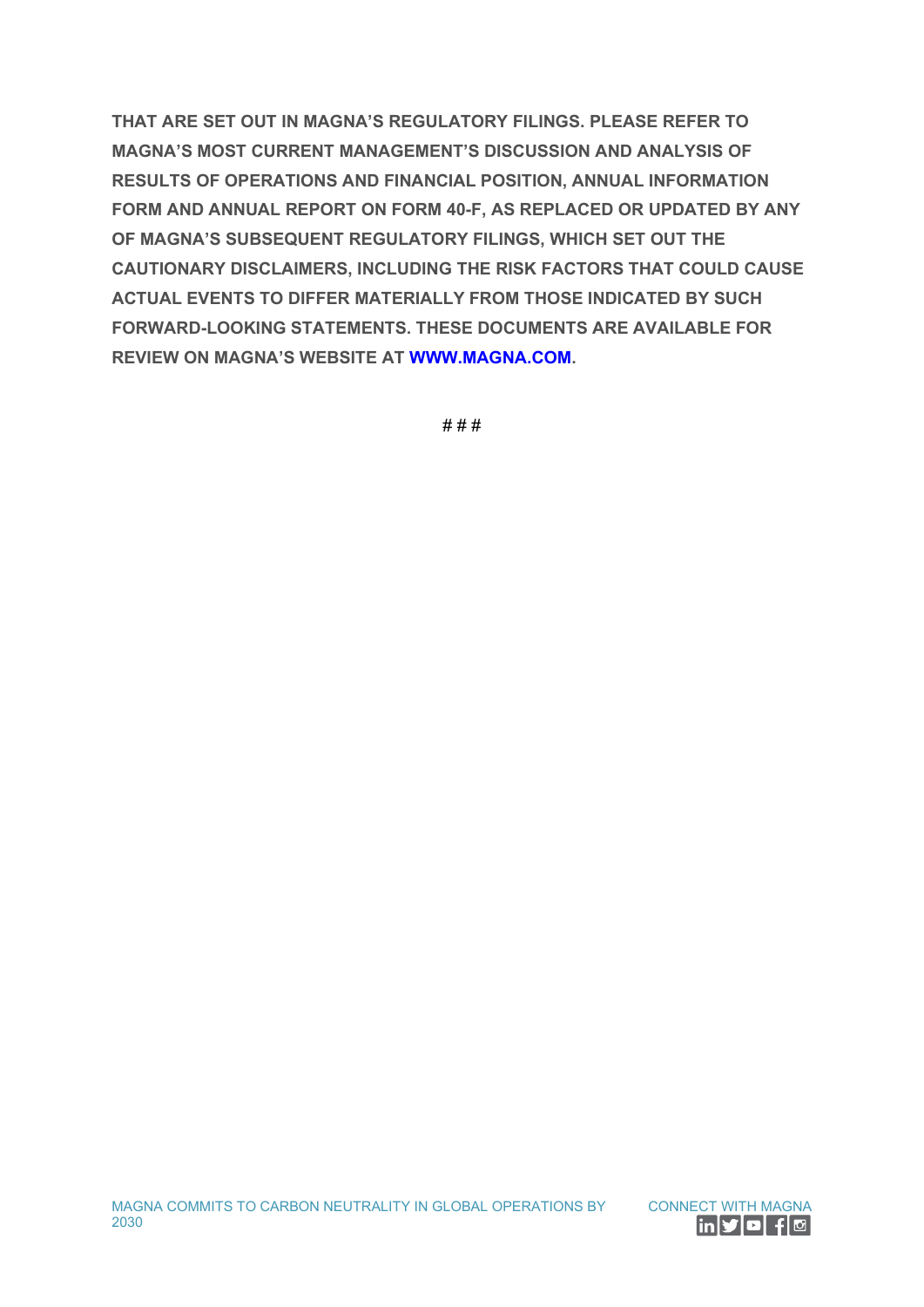**THAT ARE SET OUT IN MAGNA'S REGULATORY FILINGS. PLEASE REFER TO MAGNA'S MOST CURRENT MANAGEMENT'S DISCUSSION AND ANALYSIS OF RESULTS OF OPERATIONS AND FINANCIAL POSITION, ANNUAL INFORMATION FORM AND ANNUAL REPORT ON FORM 40-F, AS REPLACED OR UPDATED BY ANY OF MAGNA'S SUBSEQUENT REGULATORY FILINGS, WHICH SET OUT THE CAUTIONARY DISCLAIMERS, INCLUDING THE RISK FACTORS THAT COULD CAUSE ACTUAL EVENTS TO DIFFER MATERIALLY FROM THOSE INDICATED BY SUCH FORWARD-LOOKING STATEMENTS. THESE DOCUMENTS ARE AVAILABLE FOR REVIEW ON MAGNA'S WEBSITE AT WWW.MAGNA.COM.**

# # #

MAGNA COMMITS TO CARBON NEUTRALITY IN GLOBAL OPERATIONS BY 2030

CONNECT WITH MAGNA